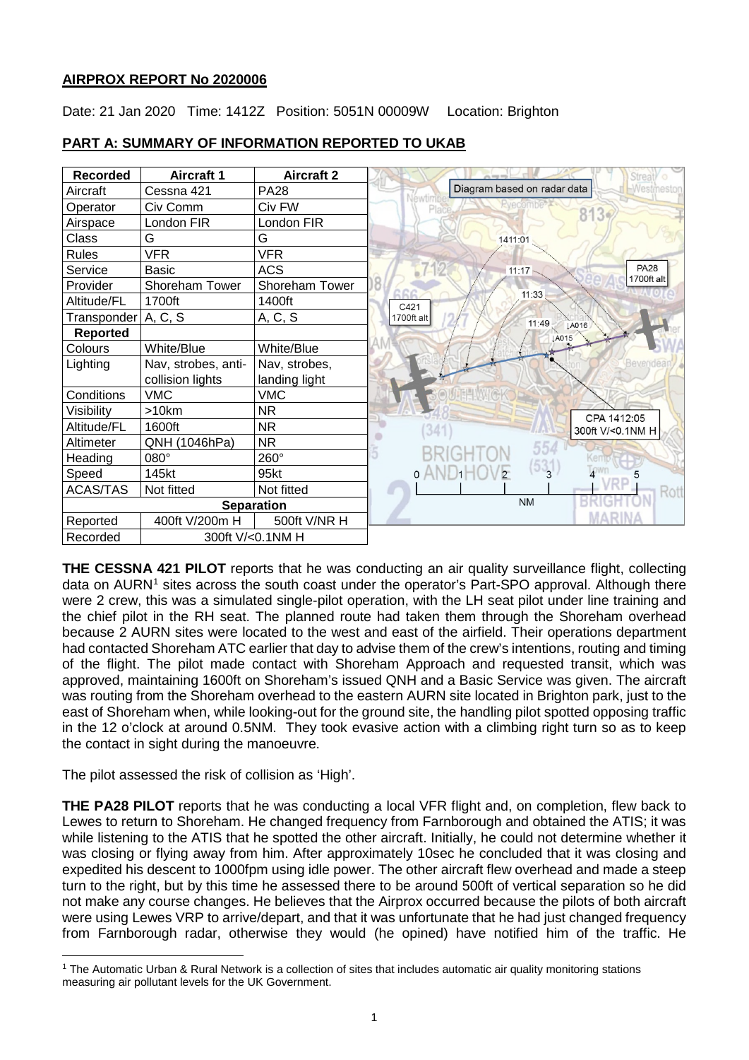**AIRPROX REPORT No 2020006**

Date: 21 Jan 2020 Time: 1412Z Position: 5051N 00009W Location: Brighton

## PART A: SUMMARY OF INFORMATION REPORTED TO UKAB

| Recorded | Aircraft 1 | Aircraft 2 |
|---|---|---|
| Aircraft | Cessna 421 | PA28 |
| Operator | Civ Comm | Civ FW |
| Airspace | London FIR | London FIR |
| Class | G | G |
| Rules | VFR | VFR |
| Service | Basic | ACS |
| Provider | Shoreham Tower | Shoreham Tower |
| Altitude/FL | 1700ft | 1400ft |
| Transponder | A, C, S | A, C, S |
| **Reported** | | |
| Colours | White/Blue | White/Blue |
| Lighting | Nav, strobes, anti-collision lights | Nav, strobes, landing light |
| Conditions | VMC | VMC |
| Visibility | >10km | NR |
| Altitude/FL | 1600ft | NR |
| Altimeter | QNH (1046hPa) | NR |
| Heading | 080° | 260° |
| Speed | 145kt | 95kt |
| ACAS/TAS | Not fitted | Not fitted |
| **Separation** | | |
| Reported | 400ft V/200m H | 500ft V/NR H |
| Recorded | 300ft V/<0.1NM H | |

Diagram based on radar data

**THE CESSNA 421 PILOT** reports that he was conducting an air quality surveillance flight, collecting data on AURN[1] sites across the south coast under the operator's Part-SPO approval. Although there were 2 crew, this was a simulated single-pilot operation, with the LH seat pilot under line training and the chief pilot in the RH seat. The planned route had taken them through the Shoreham overhead because 2 AURN sites were located to the west and east of the airfield. Their operations department had contacted Shoreham ATC earlier that day to advise them of the crew's intentions, routing and timing of the flight. The pilot made contact with Shoreham Approach and requested transit, which was approved, maintaining 1600ft on Shoreham's issued QNH and a Basic Service was given. The aircraft was routing from the Shoreham overhead to the eastern AURN site located in Brighton park, just to the east of Shoreham when, while looking-out for the ground site, the handling pilot spotted opposing traffic in the 12 o'clock at around 0.5NM. They took evasive action with a climbing right turn so as to keep the contact in sight during the manoeuvre.

The pilot assessed the risk of collision as 'High'.

**THE PA28 PILOT** reports that he was conducting a local VFR flight and, on completion, flew back to Lewes to return to Shoreham. He changed frequency from Farnborough and obtained the ATIS; it was while listening to the ATIS that he spotted the other aircraft. Initially, he could not determine whether it was closing or flying away from him. After approximately 10sec he concluded that it was closing and expedited his descent to 1000fpm using idle power. The other aircraft flew overhead and made a steep turn to the right, but by this time he assessed there to be around 500ft of vertical separation so he did not make any course changes. He believes that the Airprox occurred because the pilots of both aircraft were using Lewes VRP to arrive/depart, and that it was unfortunate that he had just changed frequency from Farnborough radar, otherwise they would (he opined) have notified him of the traffic. He

[1] The Automatic Urban & Rural Network is a collection of sites that includes automatic air quality monitoring stations measuring air pollutant levels for the UK Government.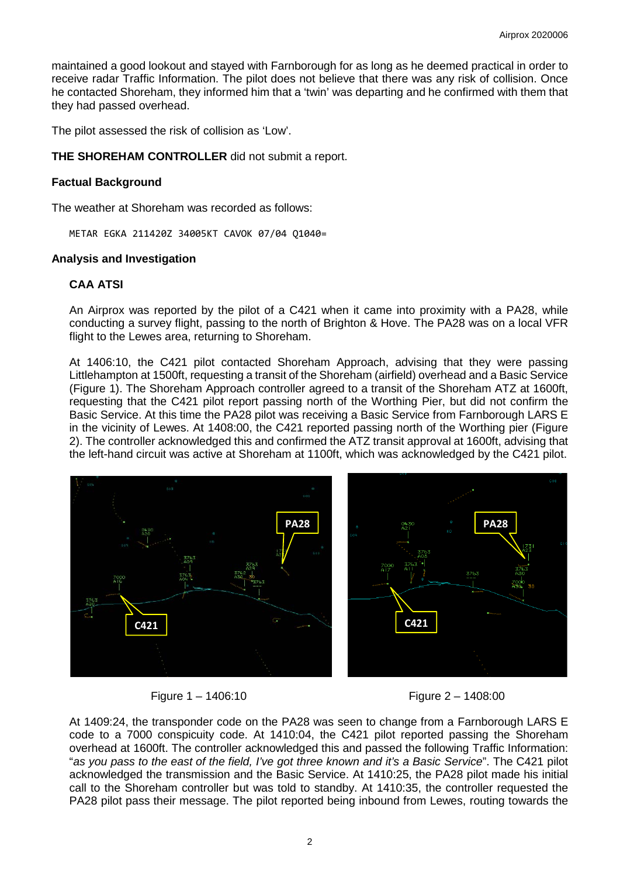maintained a good lookout and stayed with Farnborough for as long as he deemed practical in order to receive radar Traffic Information. The pilot does not believe that there was any risk of collision. Once he contacted Shoreham, they informed him that a 'twin' was departing and he confirmed with them that they had passed overhead.

The pilot assessed the risk of collision as 'Low'.

**THE SHOREHAM CONTROLLER** did not submit a report.

### Factual Background

The weather at Shoreham was recorded as follows:

```
METAR EGKA 211420Z 34005KT CAVOK 07/04 Q1040=
```

### Analysis and Investigation

#### CAA ATSI

An Airprox was reported by the pilot of a C421 when it came into proximity with a PA28, while conducting a survey flight, passing to the north of Brighton & Hove. The PA28 was on a local VFR flight to the Lewes area, returning to Shoreham.

At 1406:10, the C421 pilot contacted Shoreham Approach, advising that they were passing Littlehampton at 1500ft, requesting a transit of the Shoreham (airfield) overhead and a Basic Service (Figure 1). The Shoreham Approach controller agreed to a transit of the Shoreham ATZ at 1600ft, requesting that the C421 pilot report passing north of the Worthing Pier, but did not confirm the Basic Service. At this time the PA28 pilot was receiving a Basic Service from Farnborough LARS E in the vicinity of Lewes. At 1408:00, the C421 pilot reported passing north of the Worthing pier (Figure 2). The controller acknowledged this and confirmed the ATZ transit approval at 1600ft, advising that the left-hand circuit was active at Shoreham at 1100ft, which was acknowledged by the C421 pilot.

Figure 1 – 1406:10

Figure 2 – 1408:00

At 1409:24, the transponder code on the PA28 was seen to change from a Farnborough LARS E code to a 7000 conspicuity code. At 1410:04, the C421 pilot reported passing the Shoreham overhead at 1600ft. The controller acknowledged this and passed the following Traffic Information: "*as you pass to the east of the field, I've got three known and it's a Basic Service*". The C421 pilot acknowledged the transmission and the Basic Service. At 1410:25, the PA28 pilot made his initial call to the Shoreham controller but was told to standby. At 1410:35, the controller requested the PA28 pilot pass their message. The pilot reported being inbound from Lewes, routing towards the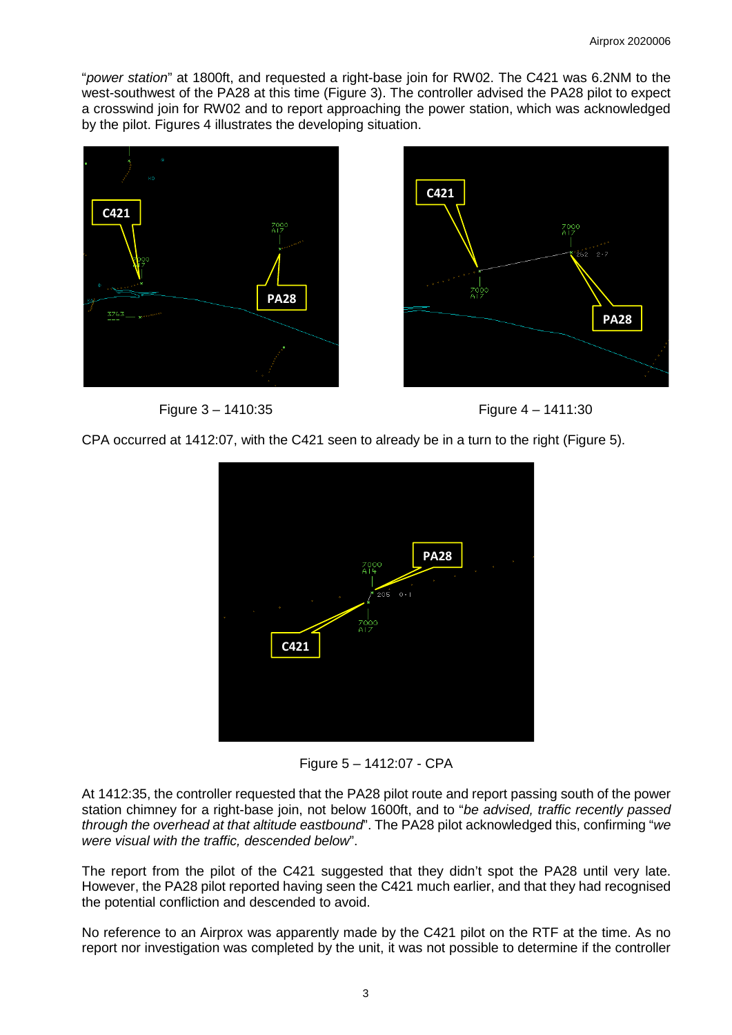"*power station*" at 1800ft, and requested a right-base join for RW02. The C421 was 6.2NM to the west-southwest of the PA28 at this time (Figure 3). The controller advised the PA28 pilot to expect a crosswind join for RW02 and to report approaching the power station, which was acknowledged by the pilot. Figures 4 illustrates the developing situation.

Figure 3 – 1410:35

Figure 4 – 1411:30

CPA occurred at 1412:07, with the C421 seen to already be in a turn to the right (Figure 5).

Figure 5 – 1412:07 - CPA

At 1412:35, the controller requested that the PA28 pilot route and report passing south of the power station chimney for a right-base join, not below 1600ft, and to "*be advised, traffic recently passed through the overhead at that altitude eastbound*". The PA28 pilot acknowledged this, confirming "*we were visual with the traffic, descended below*".

The report from the pilot of the C421 suggested that they didn't spot the PA28 until very late. However, the PA28 pilot reported having seen the C421 much earlier, and that they had recognised the potential confliction and descended to avoid.

No reference to an Airprox was apparently made by the C421 pilot on the RTF at the time. As no report nor investigation was completed by the unit, it was not possible to determine if the controller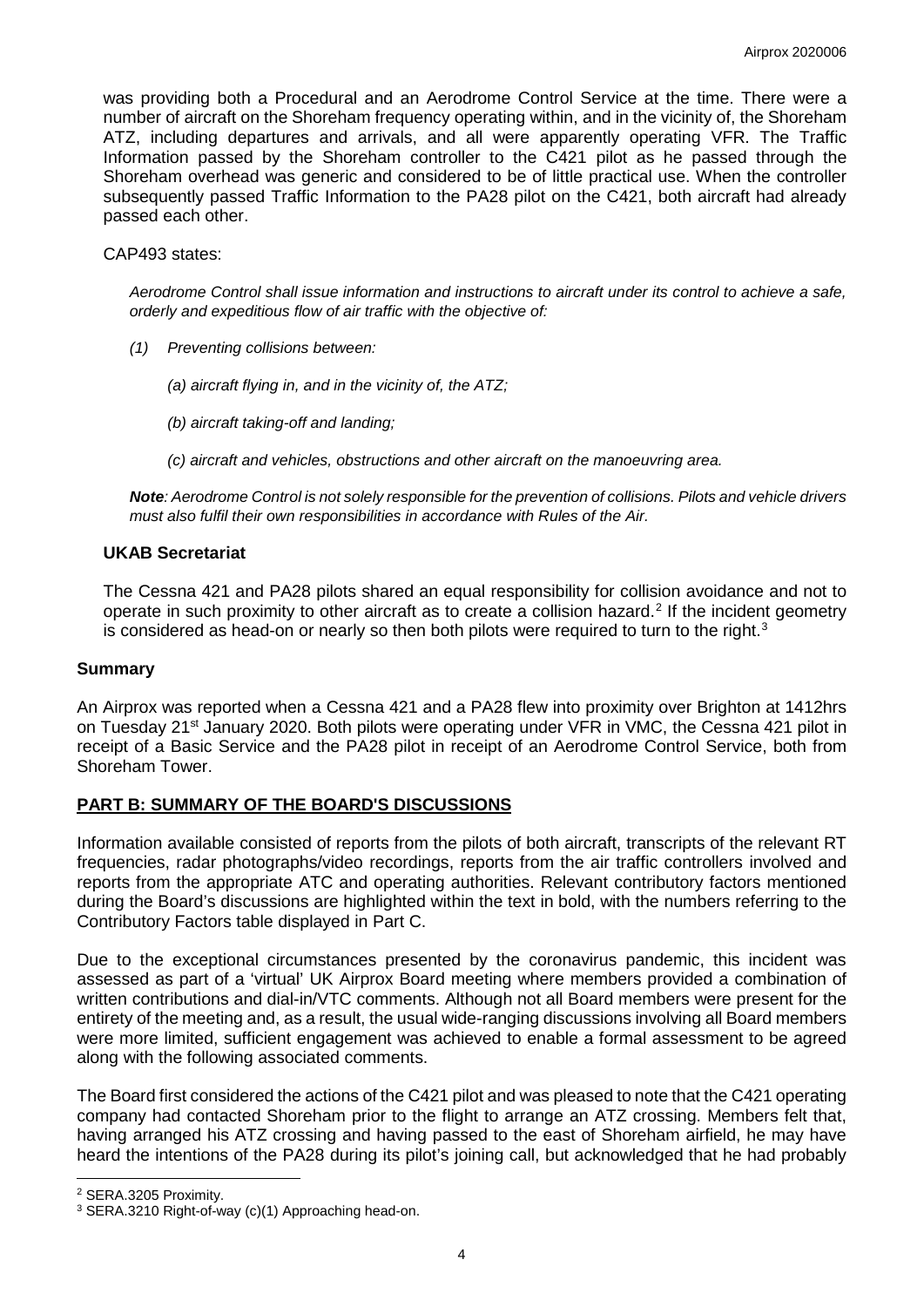was providing both a Procedural and an Aerodrome Control Service at the time. There were a number of aircraft on the Shoreham frequency operating within, and in the vicinity of, the Shoreham ATZ, including departures and arrivals, and all were apparently operating VFR. The Traffic Information passed by the Shoreham controller to the C421 pilot as he passed through the Shoreham overhead was generic and considered to be of little practical use. When the controller subsequently passed Traffic Information to the PA28 pilot on the C421, both aircraft had already passed each other.

CAP493 states:

> *Aerodrome Control shall issue information and instructions to aircraft under its control to achieve a safe, orderly and expeditious flow of air traffic with the objective of:*
>
> *(1) Preventing collisions between:*
>
> *(a) aircraft flying in, and in the vicinity of, the ATZ;*
>
> *(b) aircraft taking-off and landing;*
>
> *(c) aircraft and vehicles, obstructions and other aircraft on the manoeuvring area.*
>
> ***Note**: Aerodrome Control is not solely responsible for the prevention of collisions. Pilots and vehicle drivers must also fulfil their own responsibilities in accordance with Rules of the Air.*

### UKAB Secretariat

The Cessna 421 and PA28 pilots shared an equal responsibility for collision avoidance and not to operate in such proximity to other aircraft as to create a collision hazard.[2] If the incident geometry is considered as head-on or nearly so then both pilots were required to turn to the right.[3]

## Summary

An Airprox was reported when a Cessna 421 and a PA28 flew into proximity over Brighton at 1412hrs on Tuesday 21st January 2020. Both pilots were operating under VFR in VMC, the Cessna 421 pilot in receipt of a Basic Service and the PA28 pilot in receipt of an Aerodrome Control Service, both from Shoreham Tower.

## PART B: SUMMARY OF THE BOARD'S DISCUSSIONS

Information available consisted of reports from the pilots of both aircraft, transcripts of the relevant RT frequencies, radar photographs/video recordings, reports from the air traffic controllers involved and reports from the appropriate ATC and operating authorities. Relevant contributory factors mentioned during the Board's discussions are highlighted within the text in bold, with the numbers referring to the Contributory Factors table displayed in Part C.

Due to the exceptional circumstances presented by the coronavirus pandemic, this incident was assessed as part of a 'virtual' UK Airprox Board meeting where members provided a combination of written contributions and dial-in/VTC comments. Although not all Board members were present for the entirety of the meeting and, as a result, the usual wide-ranging discussions involving all Board members were more limited, sufficient engagement was achieved to enable a formal assessment to be agreed along with the following associated comments.

The Board first considered the actions of the C421 pilot and was pleased to note that the C421 operating company had contacted Shoreham prior to the flight to arrange an ATZ crossing. Members felt that, having arranged his ATZ crossing and having passed to the east of Shoreham airfield, he may have heard the intentions of the PA28 during its pilot's joining call, but acknowledged that he had probably

---

[2] SERA.3205 Proximity.

[3] SERA.3210 Right-of-way (c)(1) Approaching head-on.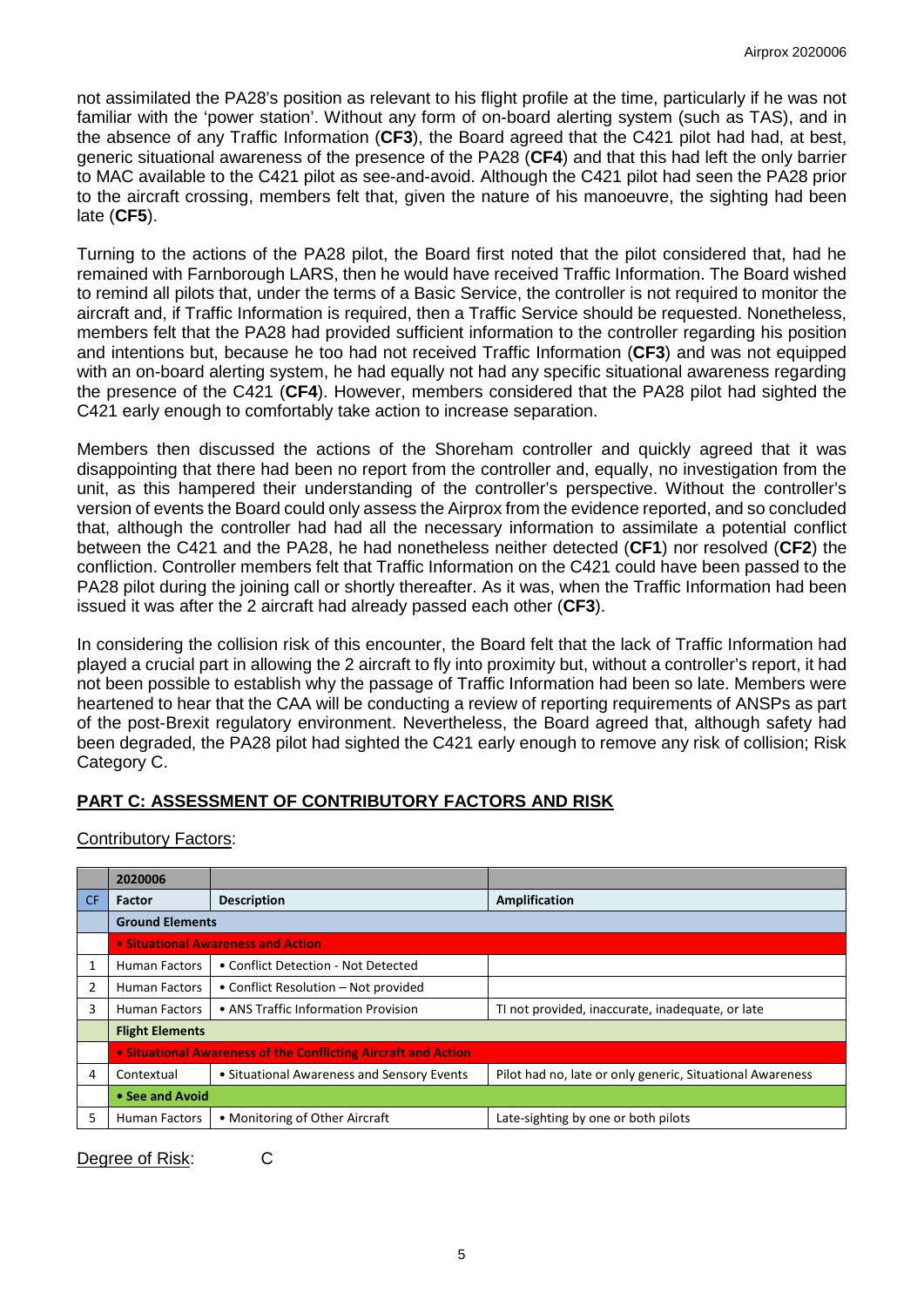not assimilated the PA28's position as relevant to his flight profile at the time, particularly if he was not familiar with the 'power station'. Without any form of on-board alerting system (such as TAS), and in the absence of any Traffic Information (**CF3**), the Board agreed that the C421 pilot had had, at best, generic situational awareness of the presence of the PA28 (**CF4**) and that this had left the only barrier to MAC available to the C421 pilot as see-and-avoid. Although the C421 pilot had seen the PA28 prior to the aircraft crossing, members felt that, given the nature of his manoeuvre, the sighting had been late (**CF5**).

Turning to the actions of the PA28 pilot, the Board first noted that the pilot considered that, had he remained with Farnborough LARS, then he would have received Traffic Information. The Board wished to remind all pilots that, under the terms of a Basic Service, the controller is not required to monitor the aircraft and, if Traffic Information is required, then a Traffic Service should be requested. Nonetheless, members felt that the PA28 had provided sufficient information to the controller regarding his position and intentions but, because he too had not received Traffic Information (**CF3**) and was not equipped with an on-board alerting system, he had equally not had any specific situational awareness regarding the presence of the C421 (**CF4**). However, members considered that the PA28 pilot had sighted the C421 early enough to comfortably take action to increase separation.

Members then discussed the actions of the Shoreham controller and quickly agreed that it was disappointing that there had been no report from the controller and, equally, no investigation from the unit, as this hampered their understanding of the controller's perspective. Without the controller's version of events the Board could only assess the Airprox from the evidence reported, and so concluded that, although the controller had had all the necessary information to assimilate a potential conflict between the C421 and the PA28, he had nonetheless neither detected (**CF1**) nor resolved (**CF2**) the confliction. Controller members felt that Traffic Information on the C421 could have been passed to the PA28 pilot during the joining call or shortly thereafter. As it was, when the Traffic Information had been issued it was after the 2 aircraft had already passed each other (**CF3**).

In considering the collision risk of this encounter, the Board felt that the lack of Traffic Information had played a crucial part in allowing the 2 aircraft to fly into proximity but, without a controller's report, it had not been possible to establish why the passage of Traffic Information had been so late. Members were heartened to hear that the CAA will be conducting a review of reporting requirements of ANSPs as part of the post-Brexit regulatory environment. Nevertheless, the Board agreed that, although safety had been degraded, the PA28 pilot had sighted the C421 early enough to remove any risk of collision; Risk Category C.

## PART C: ASSESSMENT OF CONTRIBUTORY FACTORS AND RISK

Contributory Factors:

| | 2020006 | | |
|---|---|---|---|
| CF | Factor | Description | Amplification |
| | **Ground Elements** | | |
| | **• Situational Awareness and Action** | | |
| 1 | Human Factors | • Conflict Detection - Not Detected | |
| 2 | Human Factors | • Conflict Resolution – Not provided | |
| 3 | Human Factors | • ANS Traffic Information Provision | TI not provided, inaccurate, inadequate, or late |
| | **Flight Elements** | | |
| | **• Situational Awareness of the Conflicting Aircraft and Action** | | |
| 4 | Contextual | • Situational Awareness and Sensory Events | Pilot had no, late or only generic, Situational Awareness |
| | **• See and Avoid** | | |
| 5 | Human Factors | • Monitoring of Other Aircraft | Late-sighting by one or both pilots |

Degree of Risk: C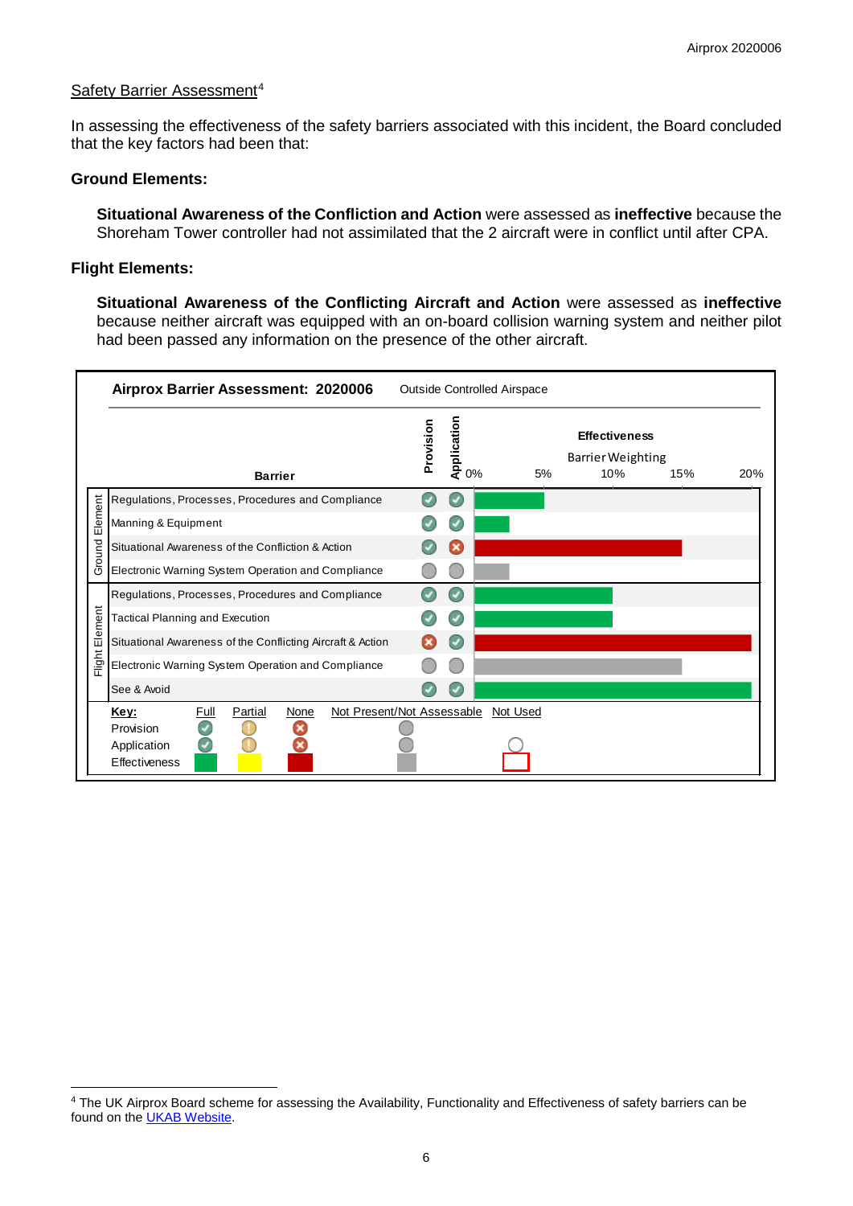Safety Barrier Assessment[4]

In assessing the effectiveness of the safety barriers associated with this incident, the Board concluded that the key factors had been that:

**Ground Elements:**

**Situational Awareness of the Confliction and Action** were assessed as **ineffective** because the Shoreham Tower controller had not assimilated that the 2 aircraft were in conflict until after CPA.

**Flight Elements:**

**Situational Awareness of the Conflicting Aircraft and Action** were assessed as **ineffective** because neither aircraft was equipped with an on-board collision warning system and neither pilot had been passed any information on the presence of the other aircraft.

**Airprox Barrier Assessment: 2020006**

Outside Controlled Airspace

Barrier

Provision

Application

Effectiveness

Barrier Weighting

0%
5%
10%
15%
20%

Ground Element

Regulations, Processes, Procedures and Compliance

Manning & Equipment

Situational Awareness of the Confliction & Action

Electronic Warning System Operation and Compliance

Flight Element

Regulations, Processes, Procedures and Compliance

Tactical Planning and Execution

Situational Awareness of the Conflicting Aircraft & Action

Electronic Warning System Operation and Compliance

See & Avoid

Key: Full Partial None Not Present/Not Assessable Not Used

Provision

Application

Effectiveness

---

[4] The UK Airprox Board scheme for assessing the Availability, Functionality and Effectiveness of safety barriers can be found on the [UKAB Website](https://www.airproxboard.org.uk/).